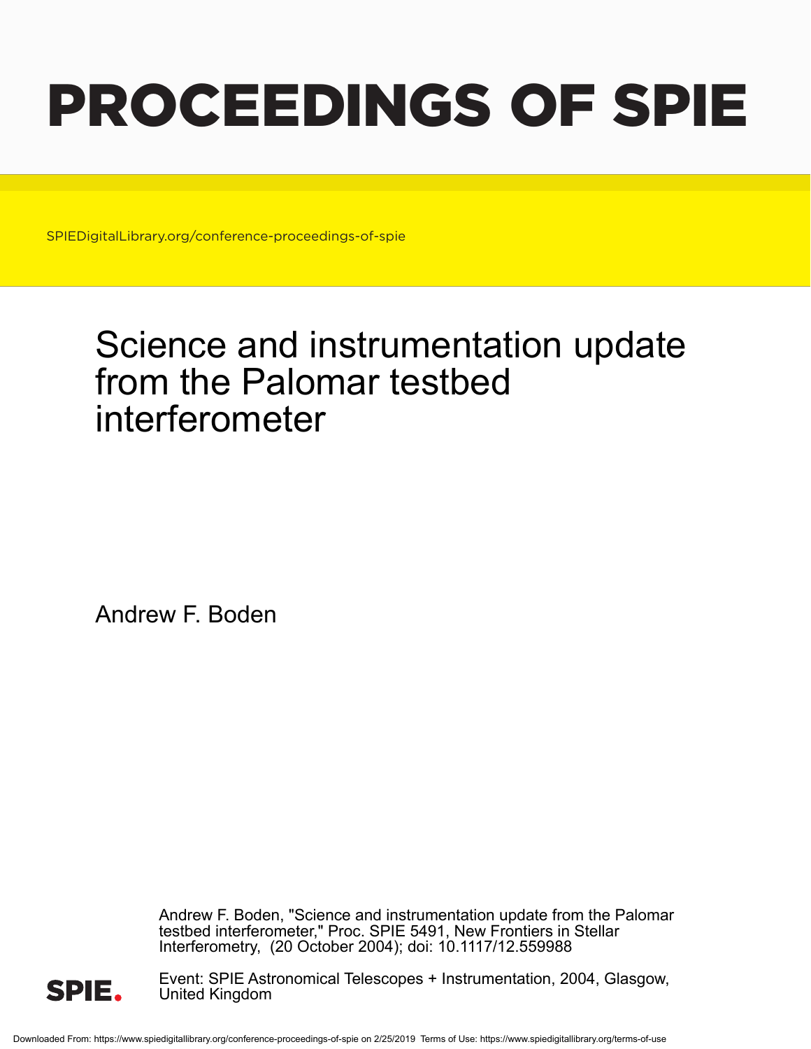# PROCEEDINGS OF SPIE

SPIEDigitalLibrary.org/conference-proceedings-of-spie

# Science and instrumentation update from the Palomar testbed interferometer

Andrew F. Boden

Andrew F. Boden, "Science and instrumentation update from the Palomar testbed interferometer," Proc. SPIE 5491, New Frontiers in Stellar Interferometry, (20 October 2004); doi: 10.1117/12.559988

Event: SPIE Astronomical Telescopes + Instrumentation, 2004, Glasgow, United Kingdom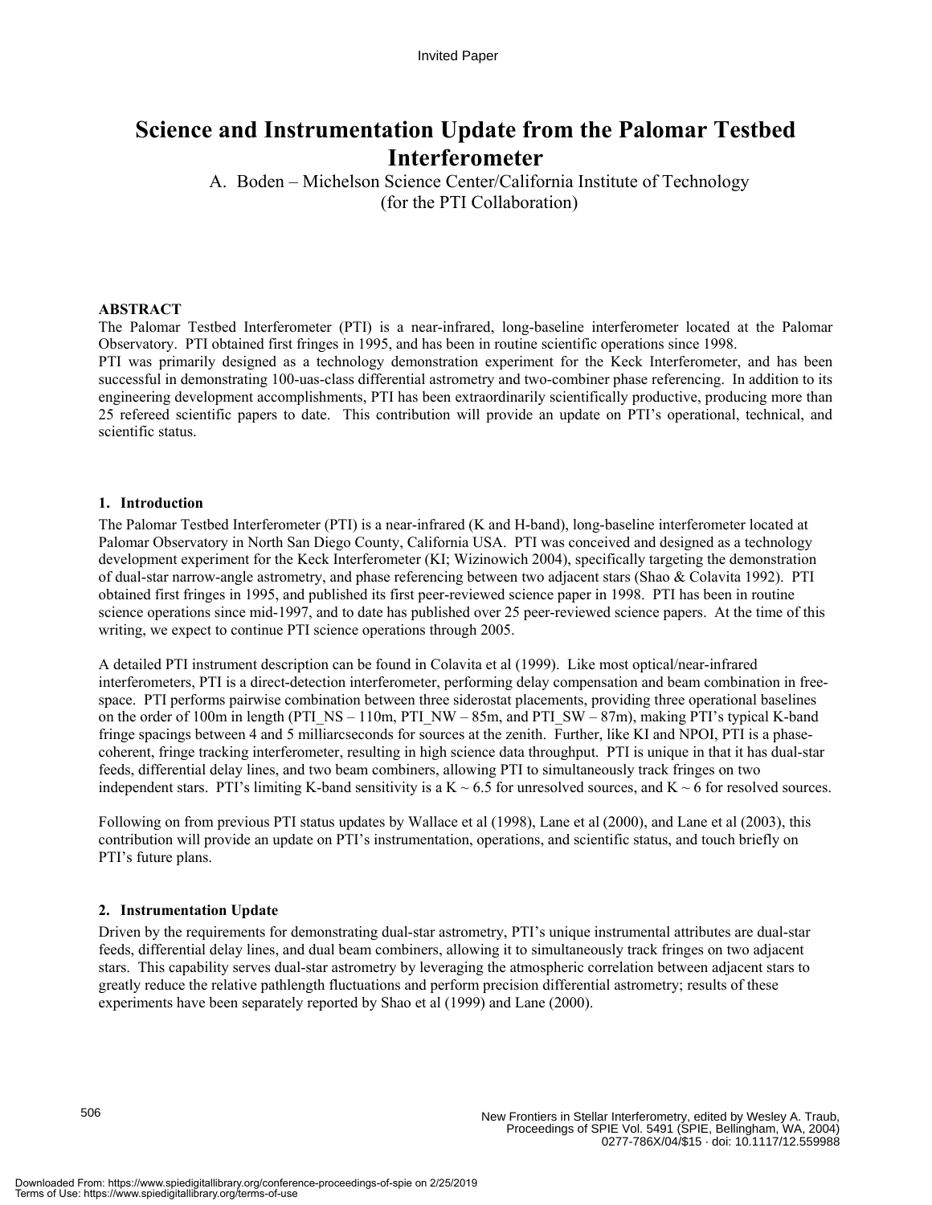Invited Paper

# Science and Instrumentation Update from the Palomar Testbed Interferometer

A. Boden – Michelson Science Center/California Institute of Technology
(for the PTI Collaboration)

### ABSTRACT

The Palomar Testbed Interferometer (PTI) is a near-infrared, long-baseline interferometer located at the Palomar Observatory. PTI obtained first fringes in 1995, and has been in routine scientific operations since 1998.
PTI was primarily designed as a technology demonstration experiment for the Keck Interferometer, and has been successful in demonstrating 100-uas-class differential astrometry and two-combiner phase referencing. In addition to its engineering development accomplishments, PTI has been extraordinarily scientifically productive, producing more than 25 refereed scientific papers to date. This contribution will provide an update on PTI's operational, technical, and scientific status.

## 1. Introduction

The Palomar Testbed Interferometer (PTI) is a near-infrared (K and H-band), long-baseline interferometer located at Palomar Observatory in North San Diego County, California USA. PTI was conceived and designed as a technology development experiment for the Keck Interferometer (KI; Wizinowich 2004), specifically targeting the demonstration of dual-star narrow-angle astrometry, and phase referencing between two adjacent stars (Shao & Colavita 1992). PTI obtained first fringes in 1995, and published its first peer-reviewed science paper in 1998. PTI has been in routine science operations since mid-1997, and to date has published over 25 peer-reviewed science papers. At the time of this writing, we expect to continue PTI science operations through 2005.

A detailed PTI instrument description can be found in Colavita et al (1999). Like most optical/near-infrared interferometers, PTI is a direct-detection interferometer, performing delay compensation and beam combination in free-space. PTI performs pairwise combination between three siderostat placements, providing three operational baselines on the order of 100m in length (PTI_NS – 110m, PTI_NW – 85m, and PTI_SW – 87m), making PTI's typical K-band fringe spacings between 4 and 5 milliarcseconds for sources at the zenith. Further, like KI and NPOI, PTI is a phase-coherent, fringe tracking interferometer, resulting in high science data throughput. PTI is unique in that it has dual-star feeds, differential delay lines, and two beam combiners, allowing PTI to simultaneously track fringes on two independent stars. PTI's limiting K-band sensitivity is a K ~ 6.5 for unresolved sources, and K ~ 6 for resolved sources.

Following on from previous PTI status updates by Wallace et al (1998), Lane et al (2000), and Lane et al (2003), this contribution will provide an update on PTI's instrumentation, operations, and scientific status, and touch briefly on PTI's future plans.

## 2. Instrumentation Update

Driven by the requirements for demonstrating dual-star astrometry, PTI's unique instrumental attributes are dual-star feeds, differential delay lines, and dual beam combiners, allowing it to simultaneously track fringes on two adjacent stars. This capability serves dual-star astrometry by leveraging the atmospheric correlation between adjacent stars to greatly reduce the relative pathlength fluctuations and perform precision differential astrometry; results of these experiments have been separately reported by Shao et al (1999) and Lane (2000).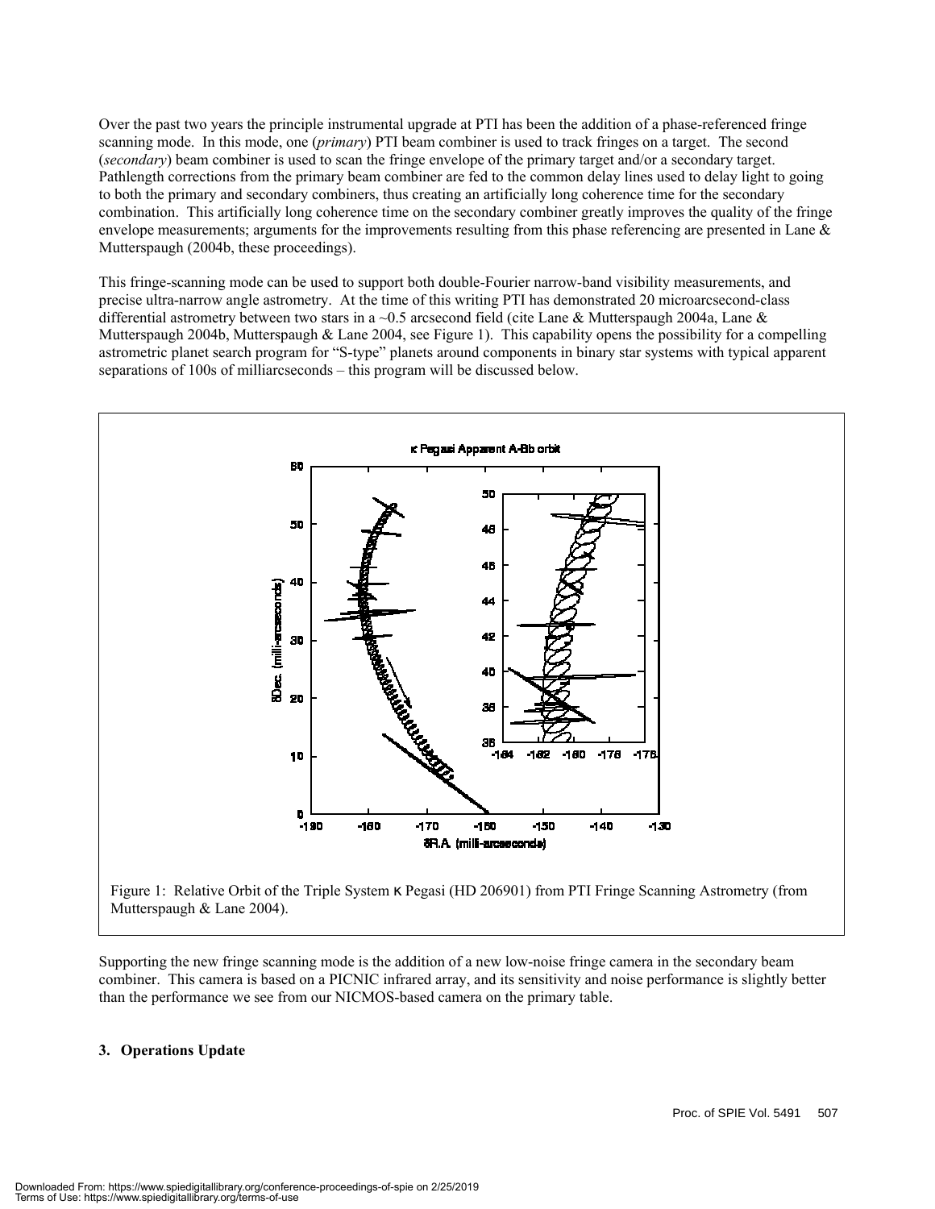Over the past two years the principle instrumental upgrade at PTI has been the addition of a phase-referenced fringe scanning mode. In this mode, one (*primary*) PTI beam combiner is used to track fringes on a target. The second (*secondary*) beam combiner is used to scan the fringe envelope of the primary target and/or a secondary target. Pathlength corrections from the primary beam combiner are fed to the common delay lines used to delay light to going to both the primary and secondary combiners, thus creating an artificially long coherence time for the secondary combination. This artificially long coherence time on the secondary combiner greatly improves the quality of the fringe envelope measurements; arguments for the improvements resulting from this phase referencing are presented in Lane & Mutterspaugh (2004b, these proceedings).

This fringe-scanning mode can be used to support both double-Fourier narrow-band visibility measurements, and precise ultra-narrow angle astrometry. At the time of this writing PTI has demonstrated 20 microarcsecond-class differential astrometry between two stars in a ~0.5 arcsecond field (cite Lane & Mutterspaugh 2004a, Lane & Mutterspaugh 2004b, Mutterspaugh & Lane 2004, see Figure 1). This capability opens the possibility for a compelling astrometric planet search program for "S-type" planets around components in binary star systems with typical apparent separations of 100s of milliarcseconds – this program will be discussed below.

Figure 1: Relative Orbit of the Triple System κ Pegasi (HD 206901) from PTI Fringe Scanning Astrometry (from Mutterspaugh & Lane 2004).

Supporting the new fringe scanning mode is the addition of a new low-noise fringe camera in the secondary beam combiner. This camera is based on a PICNIC infrared array, and its sensitivity and noise performance is slightly better than the performance we see from our NICMOS-based camera on the primary table.

### 3. Operations Update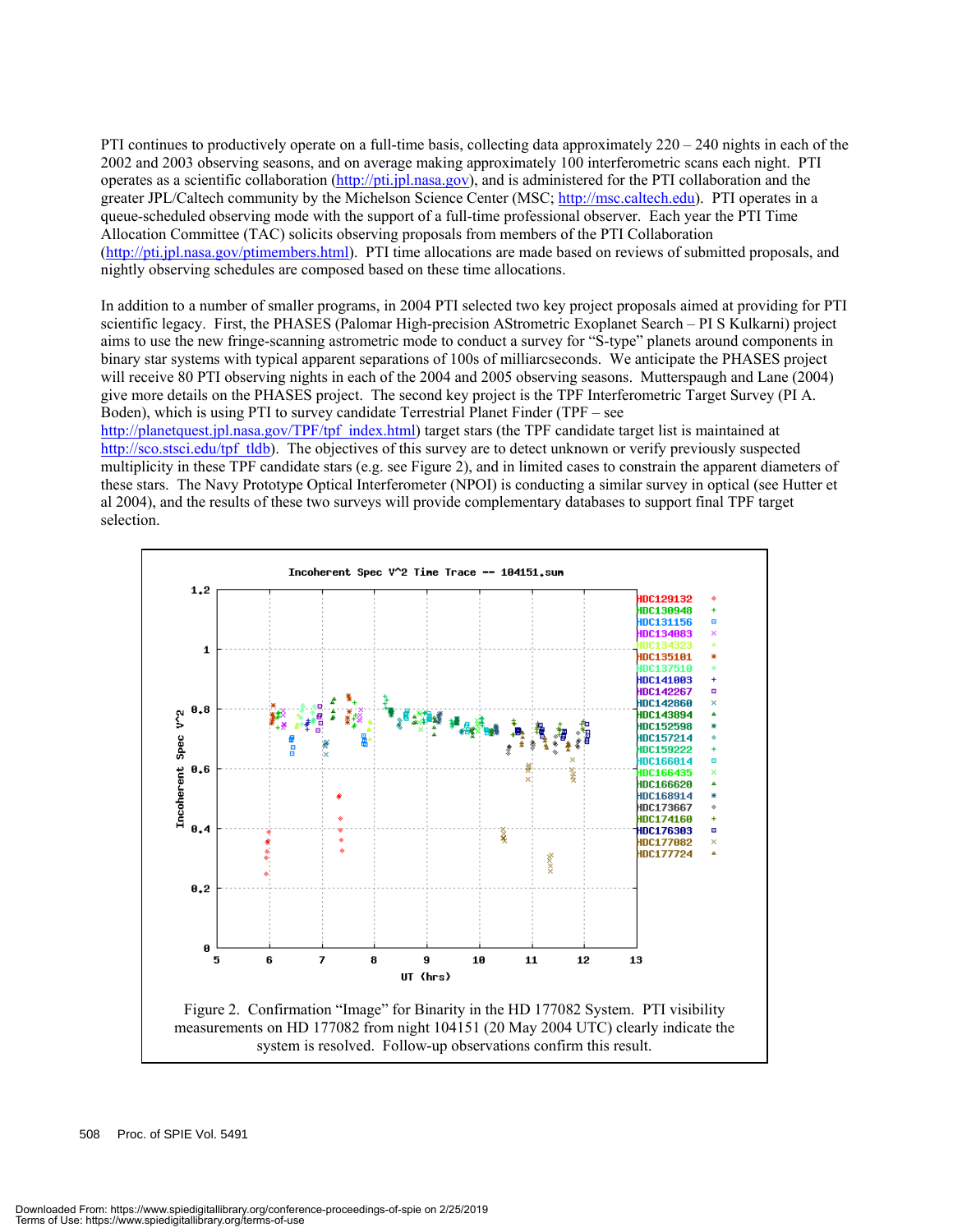PTI continues to productively operate on a full-time basis, collecting data approximately 220 – 240 nights in each of the 2002 and 2003 observing seasons, and on average making approximately 100 interferometric scans each night. PTI operates as a scientific collaboration (http://pti.jpl.nasa.gov), and is administered for the PTI collaboration and the greater JPL/Caltech community by the Michelson Science Center (MSC; http://msc.caltech.edu). PTI operates in a queue-scheduled observing mode with the support of a full-time professional observer. Each year the PTI Time Allocation Committee (TAC) solicits observing proposals from members of the PTI Collaboration (http://pti.jpl.nasa.gov/ptimembers.html). PTI time allocations are made based on reviews of submitted proposals, and nightly observing schedules are composed based on these time allocations.

In addition to a number of smaller programs, in 2004 PTI selected two key project proposals aimed at providing for PTI scientific legacy. First, the PHASES (Palomar High-precision AStrometric Exoplanet Search – PI S Kulkarni) project aims to use the new fringe-scanning astrometric mode to conduct a survey for "S-type" planets around components in binary star systems with typical apparent separations of 100s of milliarcseconds. We anticipate the PHASES project will receive 80 PTI observing nights in each of the 2004 and 2005 observing seasons. Mutterspaugh and Lane (2004) give more details on the PHASES project. The second key project is the TPF Interferometric Target Survey (PI A. Boden), which is using PTI to survey candidate Terrestrial Planet Finder (TPF – see http://planetquest.jpl.nasa.gov/TPF/tpf_index.html) target stars (the TPF candidate target list is maintained at http://sco.stsci.edu/tpf_tldb). The objectives of this survey are to detect unknown or verify previously suspected multiplicity in these TPF candidate stars (e.g. see Figure 2), and in limited cases to constrain the apparent diameters of these stars. The Navy Prototype Optical Interferometer (NPOI) is conducting a similar survey in optical (see Hutter et al 2004), and the results of these two surveys will provide complementary databases to support final TPF target selection.

Figure 2. Confirmation "Image" for Binarity in the HD 177082 System. PTI visibility measurements on HD 177082 from night 104151 (20 May 2004 UTC) clearly indicate the system is resolved. Follow-up observations confirm this result.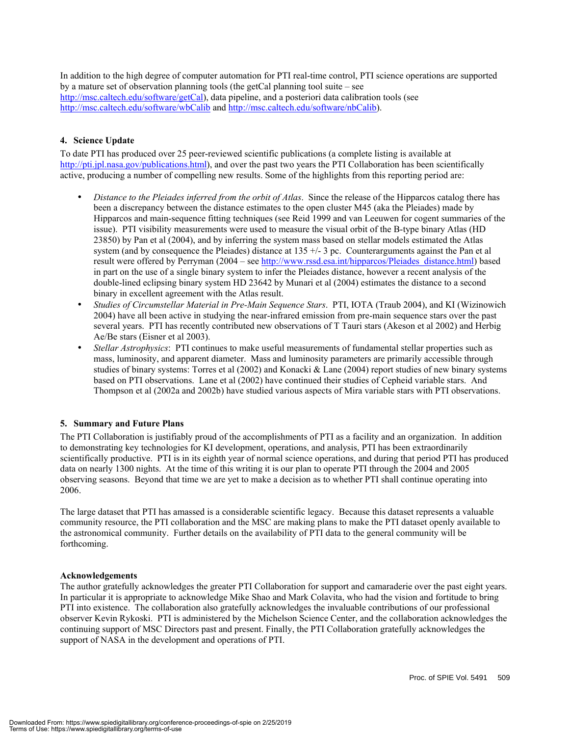In addition to the high degree of computer automation for PTI real-time control, PTI science operations are supported by a mature set of observation planning tools (the getCal planning tool suite – see http://msc.caltech.edu/software/getCal), data pipeline, and a posteriori data calibration tools (see http://msc.caltech.edu/software/wbCalib and http://msc.caltech.edu/software/nbCalib).

## 4. Science Update

To date PTI has produced over 25 peer-reviewed scientific publications (a complete listing is available at http://pti.jpl.nasa.gov/publications.html), and over the past two years the PTI Collaboration has been scientifically active, producing a number of compelling new results. Some of the highlights from this reporting period are:

- *Distance to the Pleiades inferred from the orbit of Atlas*. Since the release of the Hipparcos catalog there has been a discrepancy between the distance estimates to the open cluster M45 (aka the Pleiades) made by Hipparcos and main-sequence fitting techniques (see Reid 1999 and van Leeuwen for cogent summaries of the issue). PTI visibility measurements were used to measure the visual orbit of the B-type binary Atlas (HD 23850) by Pan et al (2004), and by inferring the system mass based on stellar models estimated the Atlas system (and by consequence the Pleiades) distance at 135 +/- 3 pc. Counterarguments against the Pan et al result were offered by Perryman (2004 – see http://www.rssd.esa.int/hipparcos/Pleiades_distance.html) based in part on the use of a single binary system to infer the Pleiades distance, however a recent analysis of the double-lined eclipsing binary system HD 23642 by Munari et al (2004) estimates the distance to a second binary in excellent agreement with the Atlas result.
- *Studies of Circumstellar Material in Pre-Main Sequence Stars*. PTI, IOTA (Traub 2004), and KI (Wizinowich 2004) have all been active in studying the near-infrared emission from pre-main sequence stars over the past several years. PTI has recently contributed new observations of T Tauri stars (Akeson et al 2002) and Herbig Ae/Be stars (Eisner et al 2003).
- *Stellar Astrophysics*: PTI continues to make useful measurements of fundamental stellar properties such as mass, luminosity, and apparent diameter. Mass and luminosity parameters are primarily accessible through studies of binary systems: Torres et al (2002) and Konacki & Lane (2004) report studies of new binary systems based on PTI observations. Lane et al (2002) have continued their studies of Cepheid variable stars. And Thompson et al (2002a and 2002b) have studied various aspects of Mira variable stars with PTI observations.

## 5. Summary and Future Plans

The PTI Collaboration is justifiably proud of the accomplishments of PTI as a facility and an organization. In addition to demonstrating key technologies for KI development, operations, and analysis, PTI has been extraordinarily scientifically productive. PTI is in its eighth year of normal science operations, and during that period PTI has produced data on nearly 1300 nights. At the time of this writing it is our plan to operate PTI through the 2004 and 2005 observing seasons. Beyond that time we are yet to make a decision as to whether PTI shall continue operating into 2006.

The large dataset that PTI has amassed is a considerable scientific legacy. Because this dataset represents a valuable community resource, the PTI collaboration and the MSC are making plans to make the PTI dataset openly available to the astronomical community. Further details on the availability of PTI data to the general community will be forthcoming.

## Acknowledgements

The author gratefully acknowledges the greater PTI Collaboration for support and camaraderie over the past eight years. In particular it is appropriate to acknowledge Mike Shao and Mark Colavita, who had the vision and fortitude to bring PTI into existence. The collaboration also gratefully acknowledges the invaluable contributions of our professional observer Kevin Rykoski. PTI is administered by the Michelson Science Center, and the collaboration acknowledges the continuing support of MSC Directors past and present. Finally, the PTI Collaboration gratefully acknowledges the support of NASA in the development and operations of PTI.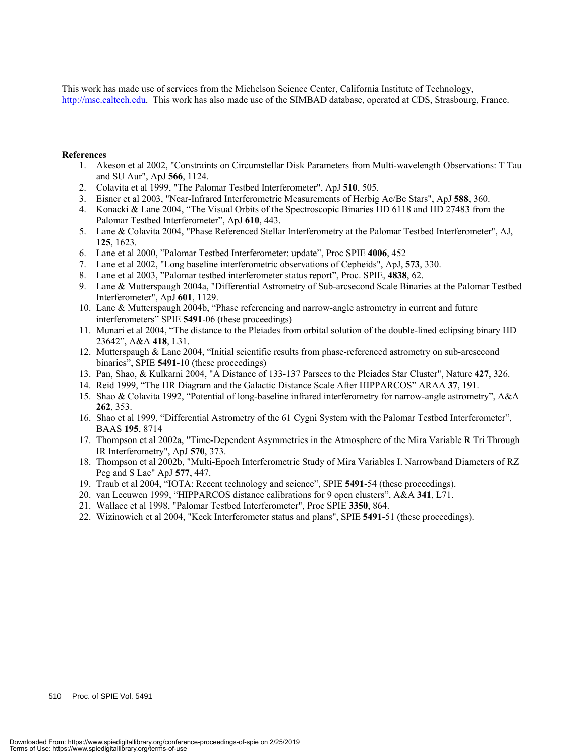This work has made use of services from the Michelson Science Center, California Institute of Technology, http://msc.caltech.edu. This work has also made use of the SIMBAD database, operated at CDS, Strasbourg, France.

**References**

1. Akeson et al 2002, "Constraints on Circumstellar Disk Parameters from Multi-wavelength Observations: T Tau and SU Aur", ApJ **566**, 1124.
2. Colavita et al 1999, "The Palomar Testbed Interferometer", ApJ **510**, 505.
3. Eisner et al 2003, "Near-Infrared Interferometric Measurements of Herbig Ae/Be Stars", ApJ **588**, 360.
4. Konacki & Lane 2004, "The Visual Orbits of the Spectroscopic Binaries HD 6118 and HD 27483 from the Palomar Testbed Interferometer", ApJ **610**, 443.
5. Lane & Colavita 2004, "Phase Referenced Stellar Interferometry at the Palomar Testbed Interferometer", AJ, **125**, 1623.
6. Lane et al 2000, "Palomar Testbed Interferometer: update", Proc SPIE **4006**, 452
7. Lane et al 2002, "Long baseline interferometric observations of Cepheids", ApJ, **573**, 330.
8. Lane et al 2003, "Palomar testbed interferometer status report", Proc. SPIE, **4838**, 62.
9. Lane & Mutterspaugh 2004a, "Differential Astrometry of Sub-arcsecond Scale Binaries at the Palomar Testbed Interferometer", ApJ **601**, 1129.
10. Lane & Mutterspaugh 2004b, "Phase referencing and narrow-angle astrometry in current and future interferometers" SPIE **5491**-06 (these proceedings)
11. Munari et al 2004, "The distance to the Pleiades from orbital solution of the double-lined eclipsing binary HD 23642", A&A **418**, L31.
12. Mutterspaugh & Lane 2004, "Initial scientific results from phase-referenced astrometry on sub-arcsecond binaries", SPIE **5491**-10 (these proceedings)
13. Pan, Shao, & Kulkarni 2004, "A Distance of 133-137 Parsecs to the Pleiades Star Cluster", Nature **427**, 326.
14. Reid 1999, "The HR Diagram and the Galactic Distance Scale After HIPPARCOS" ARAA **37**, 191.
15. Shao & Colavita 1992, "Potential of long-baseline infrared interferometry for narrow-angle astrometry", A&A **262**, 353.
16. Shao et al 1999, "Differential Astrometry of the 61 Cygni System with the Palomar Testbed Interferometer", BAAS **195**, 8714
17. Thompson et al 2002a, "Time-Dependent Asymmetries in the Atmosphere of the Mira Variable R Tri Through IR Interferometry", ApJ **570**, 373.
18. Thompson et al 2002b, "Multi-Epoch Interferometric Study of Mira Variables I. Narrowband Diameters of RZ Peg and S Lac" ApJ **577**, 447.
19. Traub et al 2004, "IOTA: Recent technology and science", SPIE **5491**-54 (these proceedings).
20. van Leeuwen 1999, "HIPPARCOS distance calibrations for 9 open clusters", A&A **341**, L71.
21. Wallace et al 1998, "Palomar Testbed Interferometer", Proc SPIE **3350**, 864.
22. Wizinowich et al 2004, "Keck Interferometer status and plans", SPIE **5491**-51 (these proceedings).